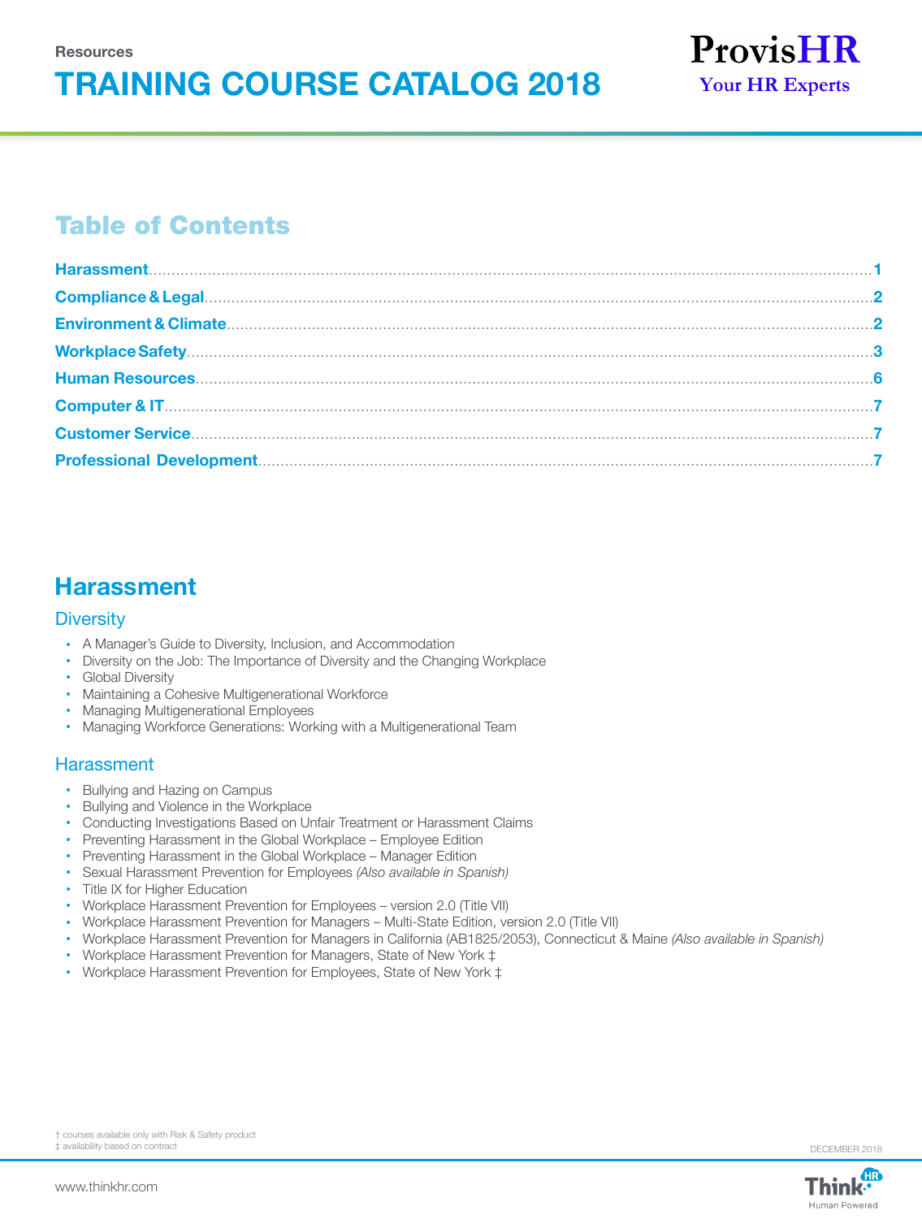Resources

# TRAINING COURSE CATALOG 2018

ProvisHR
Your HR Experts

## Table of Contents

- **Harassment** ..... 1
- **Compliance & Legal** ..... 2
- **Environment & Climate** ..... 2
- **Workplace Safety** ..... 3
- **Human Resources** ..... 6
- **Computer & IT** ..... 7
- **Customer Service** ..... 7
- **Professional Development** ..... 7

## Harassment

### Diversity

- A Manager's Guide to Diversity, Inclusion, and Accommodation
- Diversity on the Job: The Importance of Diversity and the Changing Workplace
- Global Diversity
- Maintaining a Cohesive Multigenerational Workforce
- Managing Multigenerational Employees
- Managing Workforce Generations: Working with a Multigenerational Team

### Harassment

- Bullying and Hazing on Campus
- Bullying and Violence in the Workplace
- Conducting Investigations Based on Unfair Treatment or Harassment Claims
- Preventing Harassment in the Global Workplace – Employee Edition
- Preventing Harassment in the Global Workplace – Manager Edition
- Sexual Harassment Prevention for Employees *(Also available in Spanish)*
- Title IX for Higher Education
- Workplace Harassment Prevention for Employees – version 2.0 (Title VII)
- Workplace Harassment Prevention for Managers – Multi-State Edition, version 2.0 (Title VII)
- Workplace Harassment Prevention for Managers in California (AB1825/2053), Connecticut & Maine *(Also available in Spanish)*
- Workplace Harassment Prevention for Managers, State of New York ‡
- Workplace Harassment Prevention for Employees, State of New York ‡

† courses available only with Risk & Safety product
‡ availability based on contract

DECEMBER 2018

www.thinkhr.com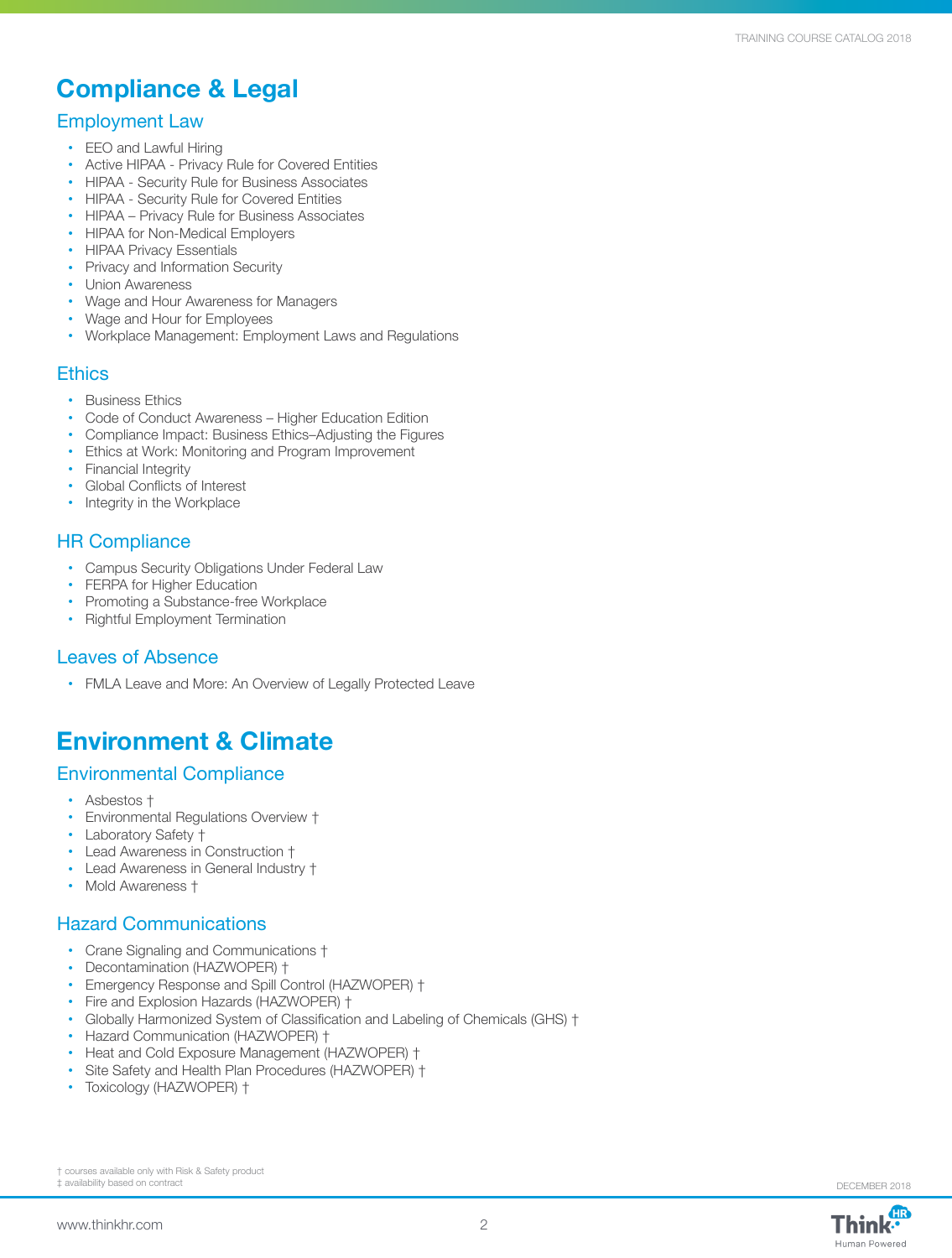# Compliance & Legal

## Employment Law

- EEO and Lawful Hiring
- Active HIPAA - Privacy Rule for Covered Entities
- HIPAA - Security Rule for Business Associates
- HIPAA - Security Rule for Covered Entities
- HIPAA – Privacy Rule for Business Associates
- HIPAA for Non-Medical Employers
- HIPAA Privacy Essentials
- Privacy and Information Security
- Union Awareness
- Wage and Hour Awareness for Managers
- Wage and Hour for Employees
- Workplace Management: Employment Laws and Regulations

## Ethics

- Business Ethics
- Code of Conduct Awareness – Higher Education Edition
- Compliance Impact: Business Ethics–Adjusting the Figures
- Ethics at Work: Monitoring and Program Improvement
- Financial Integrity
- Global Conflicts of Interest
- Integrity in the Workplace

## HR Compliance

- Campus Security Obligations Under Federal Law
- FERPA for Higher Education
- Promoting a Substance-free Workplace
- Rightful Employment Termination

## Leaves of Absence

- FMLA Leave and More: An Overview of Legally Protected Leave

# Environment & Climate

## Environmental Compliance

- Asbestos †
- Environmental Regulations Overview †
- Laboratory Safety †
- Lead Awareness in Construction †
- Lead Awareness in General Industry †
- Mold Awareness †

## Hazard Communications

- Crane Signaling and Communications †
- Decontamination (HAZWOPER) †
- Emergency Response and Spill Control (HAZWOPER) †
- Fire and Explosion Hazards (HAZWOPER) †
- Globally Harmonized System of Classification and Labeling of Chemicals (GHS) †
- Hazard Communication (HAZWOPER) †
- Heat and Cold Exposure Management (HAZWOPER) †
- Site Safety and Health Plan Procedures (HAZWOPER) †
- Toxicology (HAZWOPER) †

† courses available only with Risk & Safety product
‡ availability based on contract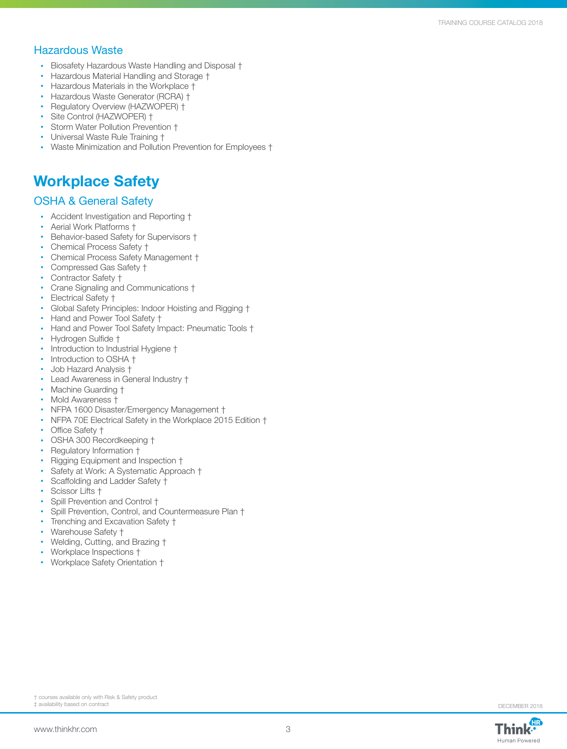## Hazardous Waste

- Biosafety Hazardous Waste Handling and Disposal †
- Hazardous Material Handling and Storage †
- Hazardous Materials in the Workplace †
- Hazardous Waste Generator (RCRA) †
- Regulatory Overview (HAZWOPER) †
- Site Control (HAZWOPER) †
- Storm Water Pollution Prevention †
- Universal Waste Rule Training †
- Waste Minimization and Pollution Prevention for Employees †

# Workplace Safety

## OSHA & General Safety

- Accident Investigation and Reporting †
- Aerial Work Platforms †
- Behavior-based Safety for Supervisors †
- Chemical Process Safety †
- Chemical Process Safety Management †
- Compressed Gas Safety †
- Contractor Safety †
- Crane Signaling and Communications †
- Electrical Safety †
- Global Safety Principles: Indoor Hoisting and Rigging †
- Hand and Power Tool Safety †
- Hand and Power Tool Safety Impact: Pneumatic Tools †
- Hydrogen Sulfide †
- Introduction to Industrial Hygiene †
- Introduction to OSHA †
- Job Hazard Analysis †
- Lead Awareness in General Industry †
- Machine Guarding †
- Mold Awareness †
- NFPA 1600 Disaster/Emergency Management †
- NFPA 70E Electrical Safety in the Workplace 2015 Edition †
- Office Safety †
- OSHA 300 Recordkeeping †
- Regulatory Information †
- Rigging Equipment and Inspection †
- Safety at Work: A Systematic Approach †
- Scaffolding and Ladder Safety †
- Scissor Lifts †
- Spill Prevention and Control †
- Spill Prevention, Control, and Countermeasure Plan †
- Trenching and Excavation Safety †
- Warehouse Safety †
- Welding, Cutting, and Brazing †
- Workplace Inspections †
- Workplace Safety Orientation †

† courses available only with Risk & Safety product
‡ availability based on contract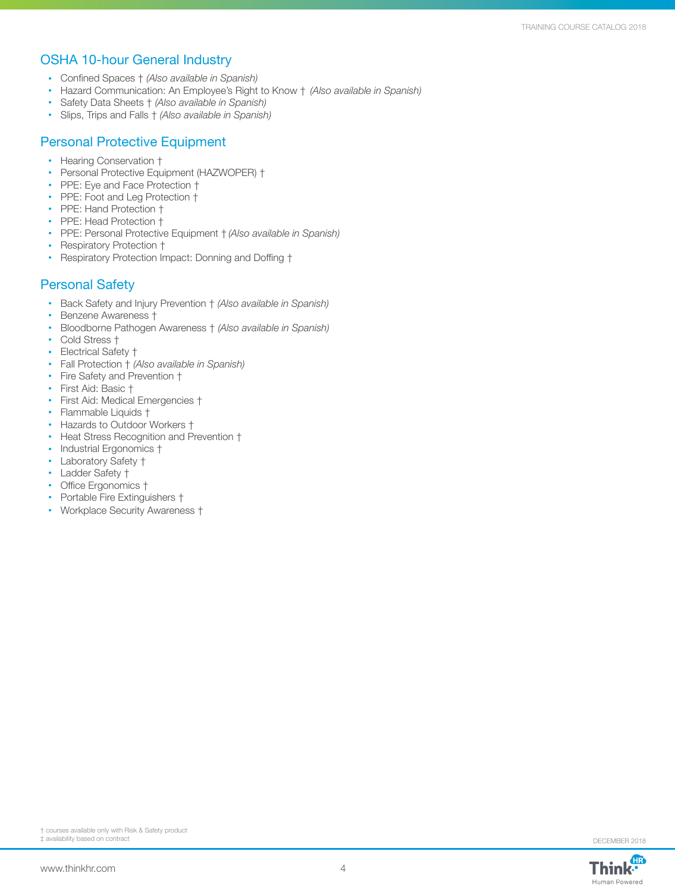## OSHA 10-hour General Industry

- Confined Spaces † *(Also available in Spanish)*
- Hazard Communication: An Employee's Right to Know † *(Also available in Spanish)*
- Safety Data Sheets † *(Also available in Spanish)*
- Slips, Trips and Falls † *(Also available in Spanish)*

## Personal Protective Equipment

- Hearing Conservation †
- Personal Protective Equipment (HAZWOPER) †
- PPE: Eye and Face Protection †
- PPE: Foot and Leg Protection †
- PPE: Hand Protection †
- PPE: Head Protection †
- PPE: Personal Protective Equipment † *(Also available in Spanish)*
- Respiratory Protection †
- Respiratory Protection Impact: Donning and Doffing †

## Personal Safety

- Back Safety and Injury Prevention † *(Also available in Spanish)*
- Benzene Awareness †
- Bloodborne Pathogen Awareness † *(Also available in Spanish)*
- Cold Stress †
- Electrical Safety †
- Fall Protection † *(Also available in Spanish)*
- Fire Safety and Prevention †
- First Aid: Basic †
- First Aid: Medical Emergencies †
- Flammable Liquids †
- Hazards to Outdoor Workers †
- Heat Stress Recognition and Prevention †
- Industrial Ergonomics †
- Laboratory Safety †
- Ladder Safety †
- Office Ergonomics †
- Portable Fire Extinguishers †
- Workplace Security Awareness †

† courses available only with Risk & Safety product
‡ availability based on contract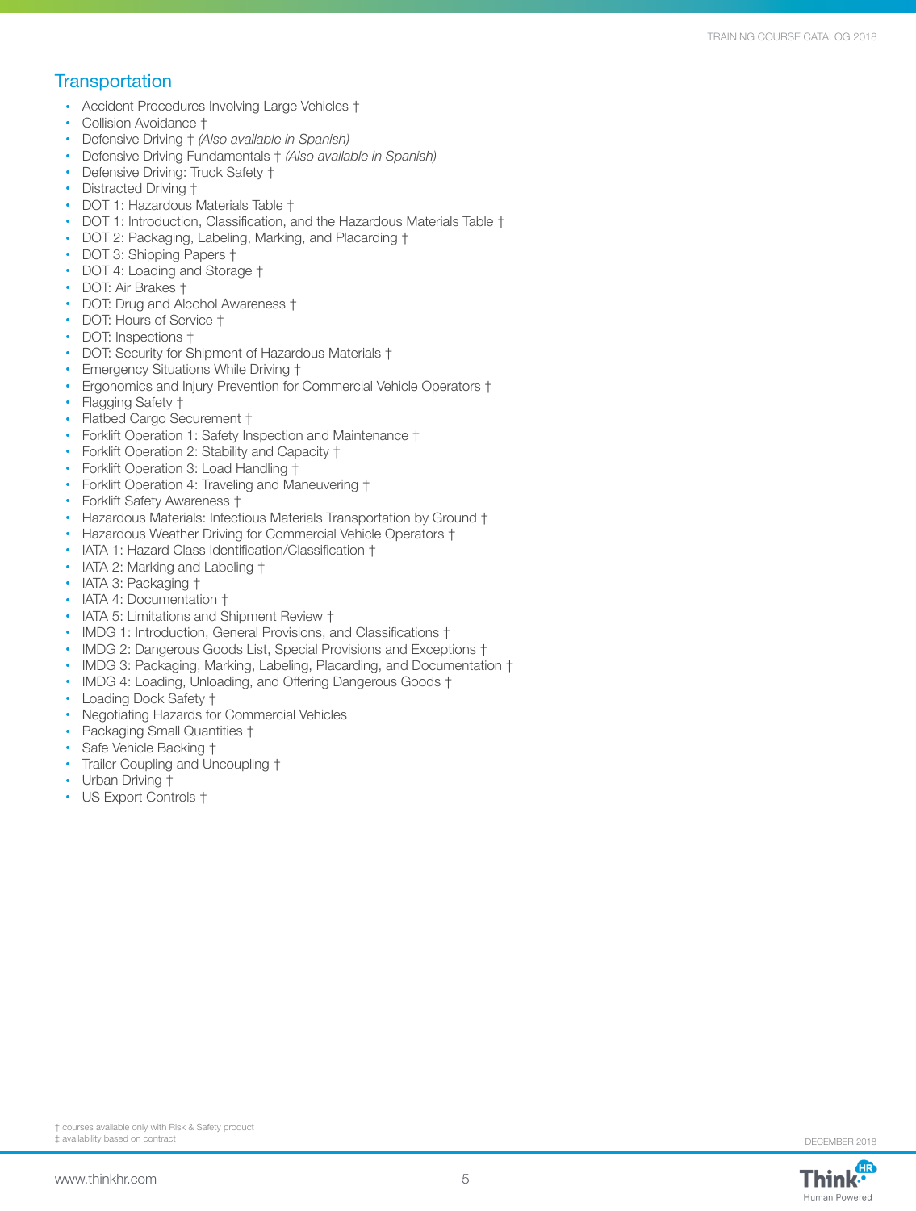## Transportation

- Accident Procedures Involving Large Vehicles †
- Collision Avoidance †
- Defensive Driving † *(Also available in Spanish)*
- Defensive Driving Fundamentals † *(Also available in Spanish)*
- Defensive Driving: Truck Safety †
- Distracted Driving †
- DOT 1: Hazardous Materials Table †
- DOT 1: Introduction, Classification, and the Hazardous Materials Table †
- DOT 2: Packaging, Labeling, Marking, and Placarding †
- DOT 3: Shipping Papers †
- DOT 4: Loading and Storage †
- DOT: Air Brakes †
- DOT: Drug and Alcohol Awareness †
- DOT: Hours of Service †
- DOT: Inspections †
- DOT: Security for Shipment of Hazardous Materials †
- Emergency Situations While Driving †
- Ergonomics and Injury Prevention for Commercial Vehicle Operators †
- Flagging Safety †
- Flatbed Cargo Securement †
- Forklift Operation 1: Safety Inspection and Maintenance †
- Forklift Operation 2: Stability and Capacity †
- Forklift Operation 3: Load Handling †
- Forklift Operation 4: Traveling and Maneuvering †
- Forklift Safety Awareness †
- Hazardous Materials: Infectious Materials Transportation by Ground †
- Hazardous Weather Driving for Commercial Vehicle Operators †
- IATA 1: Hazard Class Identification/Classification †
- IATA 2: Marking and Labeling †
- IATA 3: Packaging †
- IATA 4: Documentation †
- IATA 5: Limitations and Shipment Review †
- IMDG 1: Introduction, General Provisions, and Classifications †
- IMDG 2: Dangerous Goods List, Special Provisions and Exceptions †
- IMDG 3: Packaging, Marking, Labeling, Placarding, and Documentation †
- IMDG 4: Loading, Unloading, and Offering Dangerous Goods †
- Loading Dock Safety †
- Negotiating Hazards for Commercial Vehicles
- Packaging Small Quantities †
- Safe Vehicle Backing †
- Trailer Coupling and Uncoupling †
- Urban Driving †
- US Export Controls †

† courses available only with Risk & Safety product
‡ availability based on contract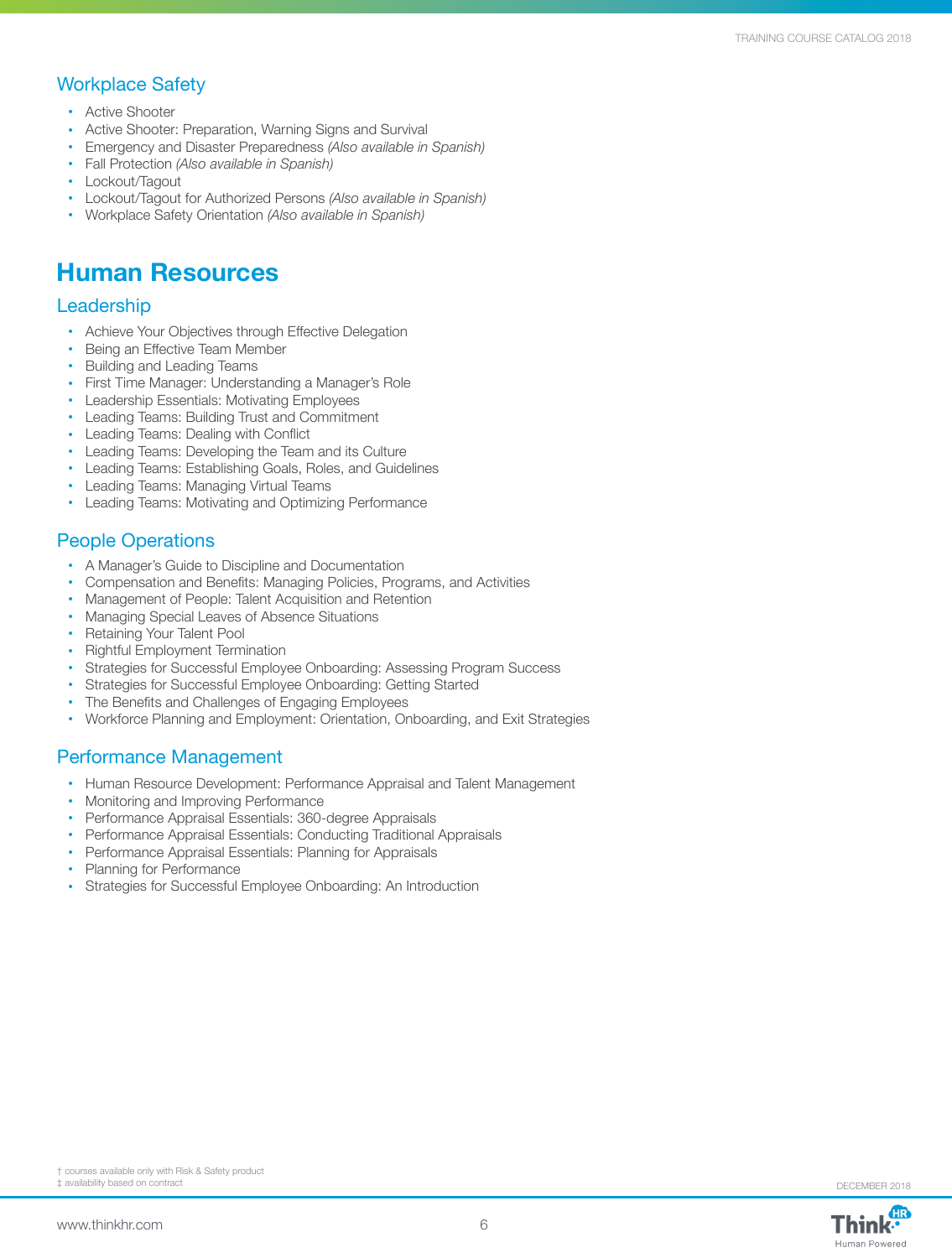## Workplace Safety

- Active Shooter
- Active Shooter: Preparation, Warning Signs and Survival
- Emergency and Disaster Preparedness *(Also available in Spanish)*
- Fall Protection *(Also available in Spanish)*
- Lockout/Tagout
- Lockout/Tagout for Authorized Persons *(Also available in Spanish)*
- Workplace Safety Orientation *(Also available in Spanish)*

# Human Resources

## Leadership

- Achieve Your Objectives through Effective Delegation
- Being an Effective Team Member
- Building and Leading Teams
- First Time Manager: Understanding a Manager's Role
- Leadership Essentials: Motivating Employees
- Leading Teams: Building Trust and Commitment
- Leading Teams: Dealing with Conflict
- Leading Teams: Developing the Team and its Culture
- Leading Teams: Establishing Goals, Roles, and Guidelines
- Leading Teams: Managing Virtual Teams
- Leading Teams: Motivating and Optimizing Performance

## People Operations

- A Manager's Guide to Discipline and Documentation
- Compensation and Benefits: Managing Policies, Programs, and Activities
- Management of People: Talent Acquisition and Retention
- Managing Special Leaves of Absence Situations
- Retaining Your Talent Pool
- Rightful Employment Termination
- Strategies for Successful Employee Onboarding: Assessing Program Success
- Strategies for Successful Employee Onboarding: Getting Started
- The Benefits and Challenges of Engaging Employees
- Workforce Planning and Employment: Orientation, Onboarding, and Exit Strategies

## Performance Management

- Human Resource Development: Performance Appraisal and Talent Management
- Monitoring and Improving Performance
- Performance Appraisal Essentials: 360-degree Appraisals
- Performance Appraisal Essentials: Conducting Traditional Appraisals
- Performance Appraisal Essentials: Planning for Appraisals
- Planning for Performance
- Strategies for Successful Employee Onboarding: An Introduction

† courses available only with Risk & Safety product
‡ availability based on contract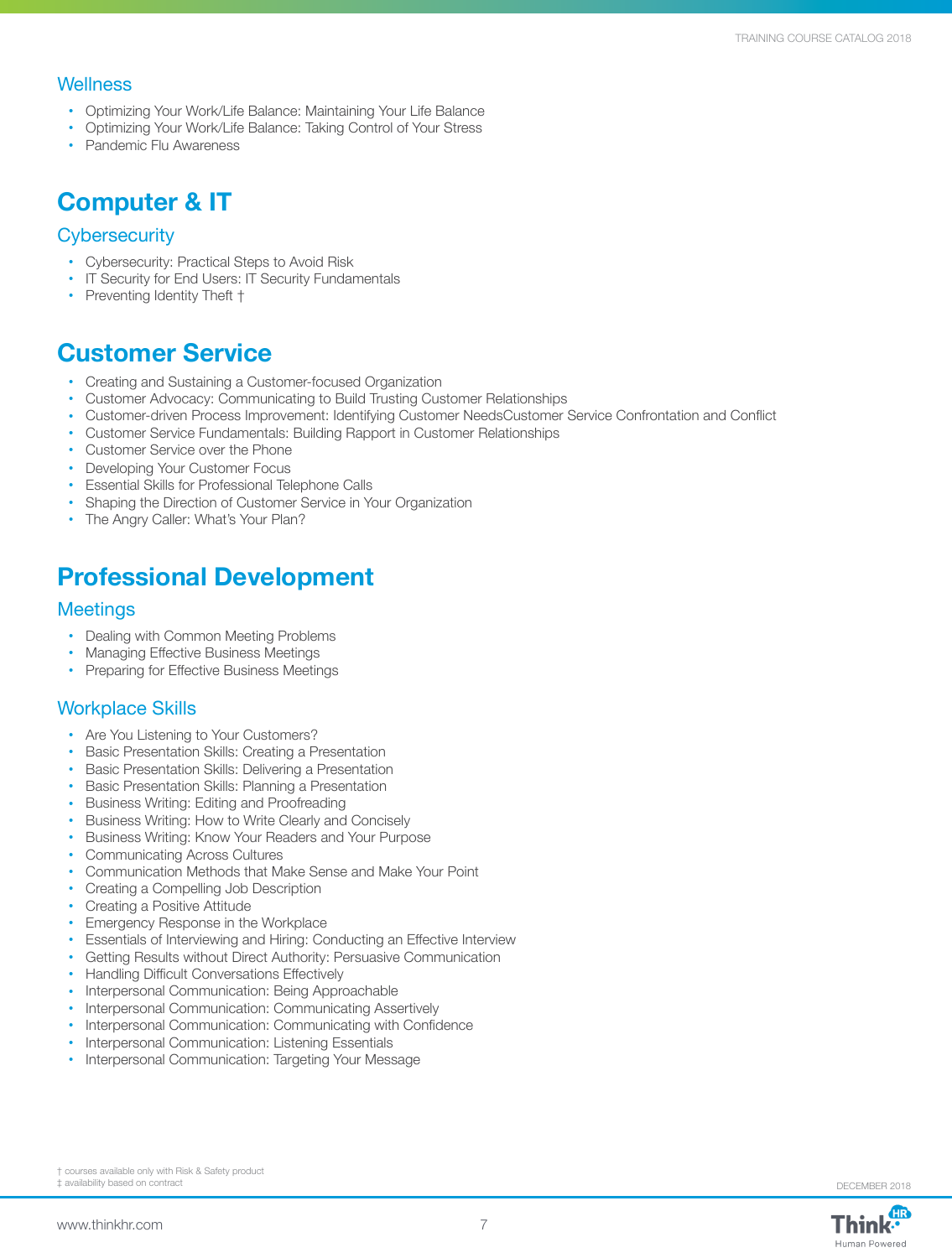### Wellness

- Optimizing Your Work/Life Balance: Maintaining Your Life Balance
- Optimizing Your Work/Life Balance: Taking Control of Your Stress
- Pandemic Flu Awareness

## Computer & IT

### Cybersecurity

- Cybersecurity: Practical Steps to Avoid Risk
- IT Security for End Users: IT Security Fundamentals
- Preventing Identity Theft †

## Customer Service

- Creating and Sustaining a Customer-focused Organization
- Customer Advocacy: Communicating to Build Trusting Customer Relationships
- Customer-driven Process Improvement: Identifying Customer NeedsCustomer Service Confrontation and Conflict
- Customer Service Fundamentals: Building Rapport in Customer Relationships
- Customer Service over the Phone
- Developing Your Customer Focus
- Essential Skills for Professional Telephone Calls
- Shaping the Direction of Customer Service in Your Organization
- The Angry Caller: What's Your Plan?

## Professional Development

### Meetings

- Dealing with Common Meeting Problems
- Managing Effective Business Meetings
- Preparing for Effective Business Meetings

### Workplace Skills

- Are You Listening to Your Customers?
- Basic Presentation Skills: Creating a Presentation
- Basic Presentation Skills: Delivering a Presentation
- Basic Presentation Skills: Planning a Presentation
- Business Writing: Editing and Proofreading
- Business Writing: How to Write Clearly and Concisely
- Business Writing: Know Your Readers and Your Purpose
- Communicating Across Cultures
- Communication Methods that Make Sense and Make Your Point
- Creating a Compelling Job Description
- Creating a Positive Attitude
- Emergency Response in the Workplace
- Essentials of Interviewing and Hiring: Conducting an Effective Interview
- Getting Results without Direct Authority: Persuasive Communication
- Handling Difficult Conversations Effectively
- Interpersonal Communication: Being Approachable
- Interpersonal Communication: Communicating Assertively
- Interpersonal Communication: Communicating with Confidence
- Interpersonal Communication: Listening Essentials
- Interpersonal Communication: Targeting Your Message

† courses available only with Risk & Safety product
‡ availability based on contract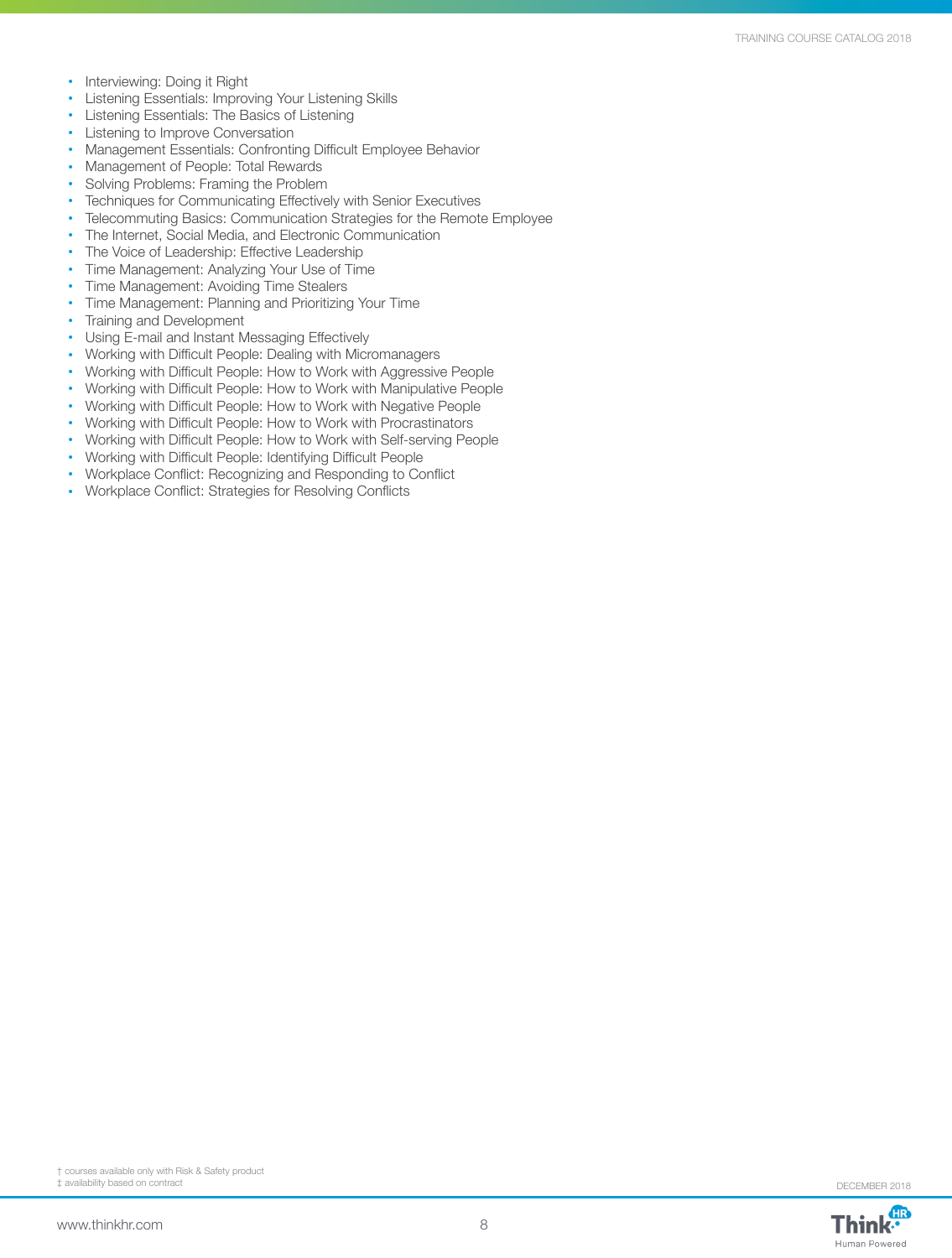- Interviewing: Doing it Right
- Listening Essentials: Improving Your Listening Skills
- Listening Essentials: The Basics of Listening
- Listening to Improve Conversation
- Management Essentials: Confronting Difficult Employee Behavior
- Management of People: Total Rewards
- Solving Problems: Framing the Problem
- Techniques for Communicating Effectively with Senior Executives
- Telecommuting Basics: Communication Strategies for the Remote Employee
- The Internet, Social Media, and Electronic Communication
- The Voice of Leadership: Effective Leadership
- Time Management: Analyzing Your Use of Time
- Time Management: Avoiding Time Stealers
- Time Management: Planning and Prioritizing Your Time
- Training and Development
- Using E-mail and Instant Messaging Effectively
- Working with Difficult People: Dealing with Micromanagers
- Working with Difficult People: How to Work with Aggressive People
- Working with Difficult People: How to Work with Manipulative People
- Working with Difficult People: How to Work with Negative People
- Working with Difficult People: How to Work with Procrastinators
- Working with Difficult People: How to Work with Self-serving People
- Working with Difficult People: Identifying Difficult People
- Workplace Conflict: Recognizing and Responding to Conflict
- Workplace Conflict: Strategies for Resolving Conflicts

† courses available only with Risk & Safety product
‡ availability based on contract